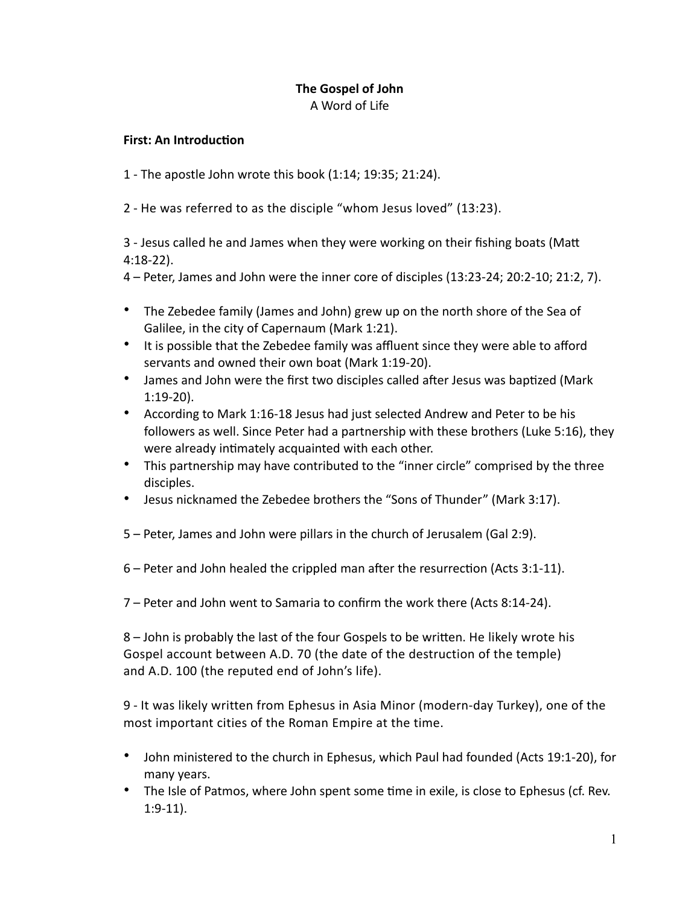**The Gospel of John**
A Word of Life

**First: An Introduction**

1 - The apostle John wrote this book (1:14; 19:35; 21:24).

2 - He was referred to as the disciple "whom Jesus loved" (13:23).

3 - Jesus called he and James when they were working on their fishing boats (Matt 4:18-22).
4 – Peter, James and John were the inner core of disciples (13:23-24; 20:2-10; 21:2, 7).

- The Zebedee family (James and John) grew up on the north shore of the Sea of Galilee, in the city of Capernaum (Mark 1:21).
- It is possible that the Zebedee family was affluent since they were able to afford servants and owned their own boat (Mark 1:19-20).
- James and John were the first two disciples called after Jesus was baptized (Mark 1:19-20).
- According to Mark 1:16-18 Jesus had just selected Andrew and Peter to be his followers as well. Since Peter had a partnership with these brothers (Luke 5:16), they were already intimately acquainted with each other.
- This partnership may have contributed to the "inner circle" comprised by the three disciples.
- Jesus nicknamed the Zebedee brothers the "Sons of Thunder" (Mark 3:17).

5 – Peter, James and John were pillars in the church of Jerusalem (Gal 2:9).

6 – Peter and John healed the crippled man after the resurrection (Acts 3:1-11).

7 – Peter and John went to Samaria to confirm the work there (Acts 8:14-24).

8 – John is probably the last of the four Gospels to be written. He likely wrote his Gospel account between A.D. 70 (the date of the destruction of the temple) and A.D. 100 (the reputed end of John's life).

9 - It was likely written from Ephesus in Asia Minor (modern-day Turkey), one of the most important cities of the Roman Empire at the time.

- John ministered to the church in Ephesus, which Paul had founded (Acts 19:1-20), for many years.
- The Isle of Patmos, where John spent some time in exile, is close to Ephesus (cf. Rev. 1:9-11).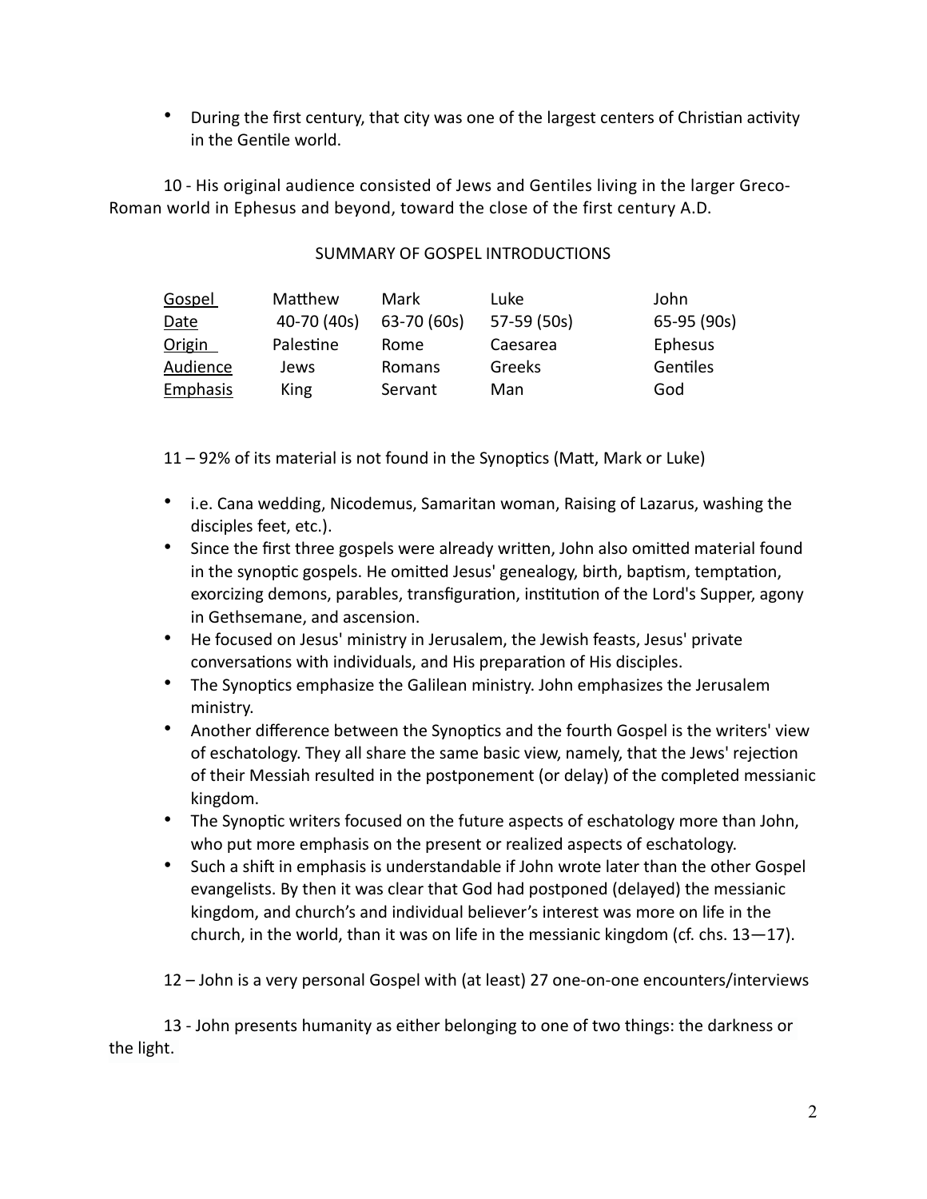- During the first century, that city was one of the largest centers of Christian activity in the Gentile world.

10 - His original audience consisted of Jews and Gentiles living in the larger Greco-Roman world in Ephesus and beyond, toward the close of the first century A.D.

SUMMARY OF GOSPEL INTRODUCTIONS

| Gospel | Matthew | Mark | Luke | John |
|---|---|---|---|---|
| Date | 40-70 (40s) | 63-70 (60s) | 57-59 (50s) | 65-95 (90s) |
| Origin | Palestine | Rome | Caesarea | Ephesus |
| Audience | Jews | Romans | Greeks | Gentiles |
| Emphasis | King | Servant | Man | God |

11 – 92% of its material is not found in the Synoptics (Matt, Mark or Luke)

- i.e. Cana wedding, Nicodemus, Samaritan woman, Raising of Lazarus, washing the disciples feet, etc.).
- Since the first three gospels were already written, John also omitted material found in the synoptic gospels. He omitted Jesus' genealogy, birth, baptism, temptation, exorcizing demons, parables, transfiguration, institution of the Lord's Supper, agony in Gethsemane, and ascension.
- He focused on Jesus' ministry in Jerusalem, the Jewish feasts, Jesus' private conversations with individuals, and His preparation of His disciples.
- The Synoptics emphasize the Galilean ministry. John emphasizes the Jerusalem ministry.
- Another difference between the Synoptics and the fourth Gospel is the writers' view of eschatology. They all share the same basic view, namely, that the Jews' rejection of their Messiah resulted in the postponement (or delay) of the completed messianic kingdom.
- The Synoptic writers focused on the future aspects of eschatology more than John, who put more emphasis on the present or realized aspects of eschatology.
- Such a shift in emphasis is understandable if John wrote later than the other Gospel evangelists. By then it was clear that God had postponed (delayed) the messianic kingdom, and church's and individual believer's interest was more on life in the church, in the world, than it was on life in the messianic kingdom (cf. chs. 13—17).

12 – John is a very personal Gospel with (at least) 27 one-on-one encounters/interviews

13 - John presents humanity as either belonging to one of two things: the darkness or the light.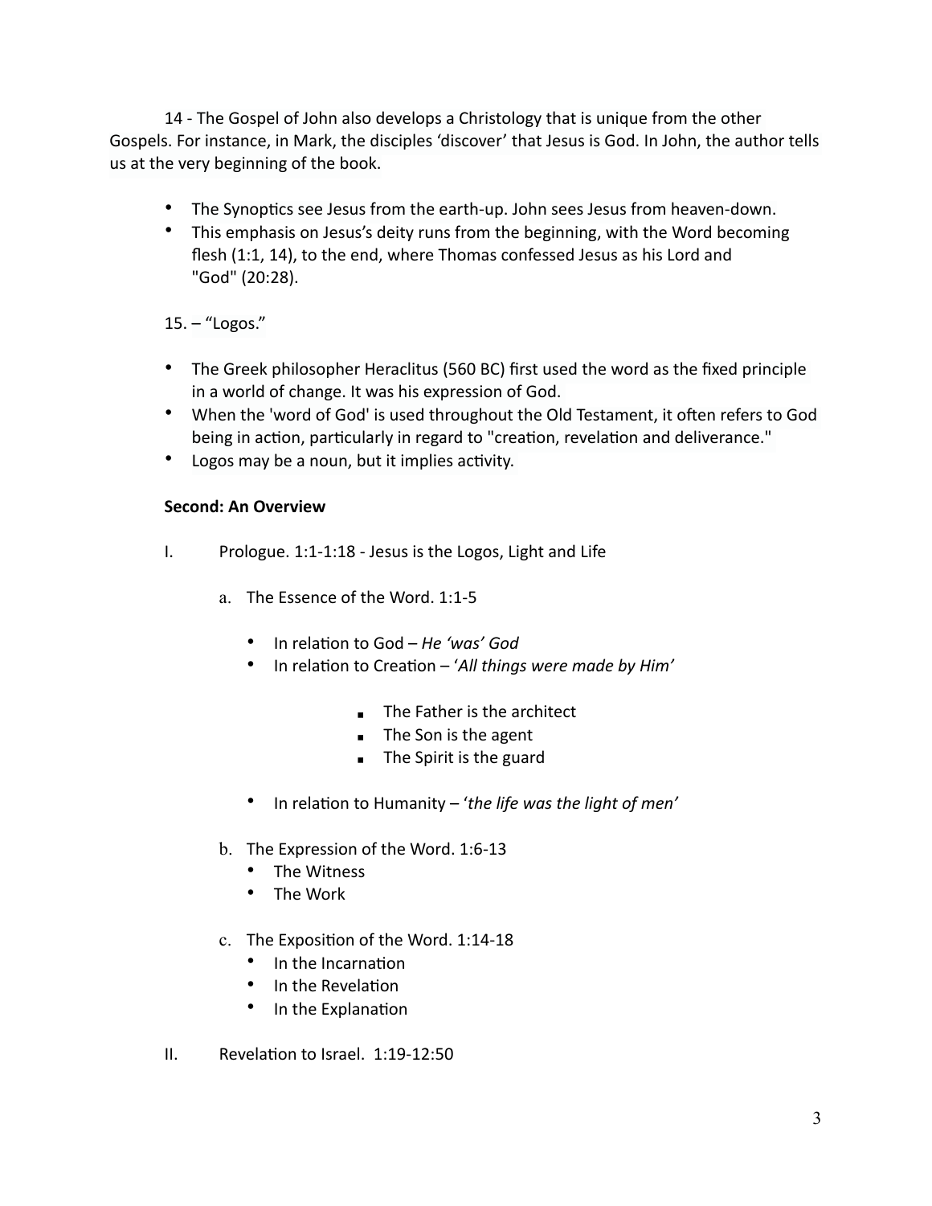14 - The Gospel of John also develops a Christology that is unique from the other Gospels. For instance, in Mark, the disciples 'discover' that Jesus is God. In John, the author tells us at the very beginning of the book.

- The Synoptics see Jesus from the earth-up. John sees Jesus from heaven-down.
- This emphasis on Jesus's deity runs from the beginning, with the Word becoming flesh (1:1, 14), to the end, where Thomas confessed Jesus as his Lord and "God" (20:28).

15. – "Logos."

- The Greek philosopher Heraclitus (560 BC) first used the word as the fixed principle in a world of change. It was his expression of God.
- When the 'word of God' is used throughout the Old Testament, it often refers to God being in action, particularly in regard to "creation, revelation and deliverance."
- Logos may be a noun, but it implies activity.

**Second: An Overview**

I. Prologue. 1:1-1:18 - Jesus is the Logos, Light and Life

   a. The Essence of the Word. 1:1-5

      - In relation to God – *He 'was' God*
      - In relation to Creation – '*All things were made by Him'*

         - The Father is the architect
         - The Son is the agent
         - The Spirit is the guard

      - In relation to Humanity – '*the life was the light of men'*

   b. The Expression of the Word. 1:6-13
      - The Witness
      - The Work

   c. The Exposition of the Word. 1:14-18
      - In the Incarnation
      - In the Revelation
      - In the Explanation

II. Revelation to Israel. 1:19-12:50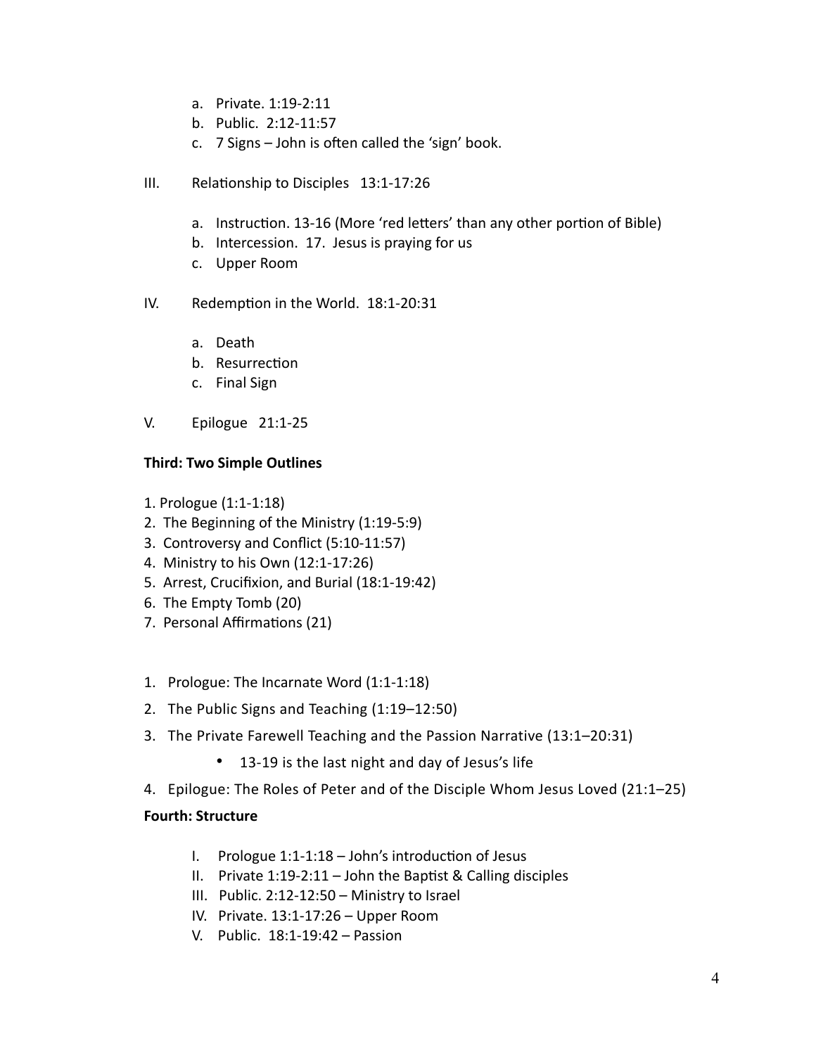a. Private. 1:19-2:11
   b. Public. 2:12-11:57
   c. 7 Signs – John is often called the 'sign' book.

III. Relationship to Disciples 13:1-17:26

   a. Instruction. 13-16 (More 'red letters' than any other portion of Bible)
   b. Intercession. 17. Jesus is praying for us
   c. Upper Room

IV. Redemption in the World. 18:1-20:31

   a. Death
   b. Resurrection
   c. Final Sign

V. Epilogue 21:1-25

**Third: Two Simple Outlines**

1. Prologue (1:1-1:18)
2. The Beginning of the Ministry (1:19-5:9)
3. Controversy and Conflict (5:10-11:57)
4. Ministry to his Own (12:1-17:26)
5. Arrest, Crucifixion, and Burial (18:1-19:42)
6. The Empty Tomb (20)
7. Personal Affirmations (21)

1. Prologue: The Incarnate Word (1:1-1:18)
2. The Public Signs and Teaching (1:19–12:50)
3. The Private Farewell Teaching and the Passion Narrative (13:1–20:31)
   - 13-19 is the last night and day of Jesus's life
4. Epilogue: The Roles of Peter and of the Disciple Whom Jesus Loved (21:1–25)

**Fourth: Structure**

I. Prologue 1:1-1:18 – John's introduction of Jesus
II. Private 1:19-2:11 – John the Baptist & Calling disciples
III. Public. 2:12-12:50 – Ministry to Israel
IV. Private. 13:1-17:26 – Upper Room
V. Public. 18:1-19:42 – Passion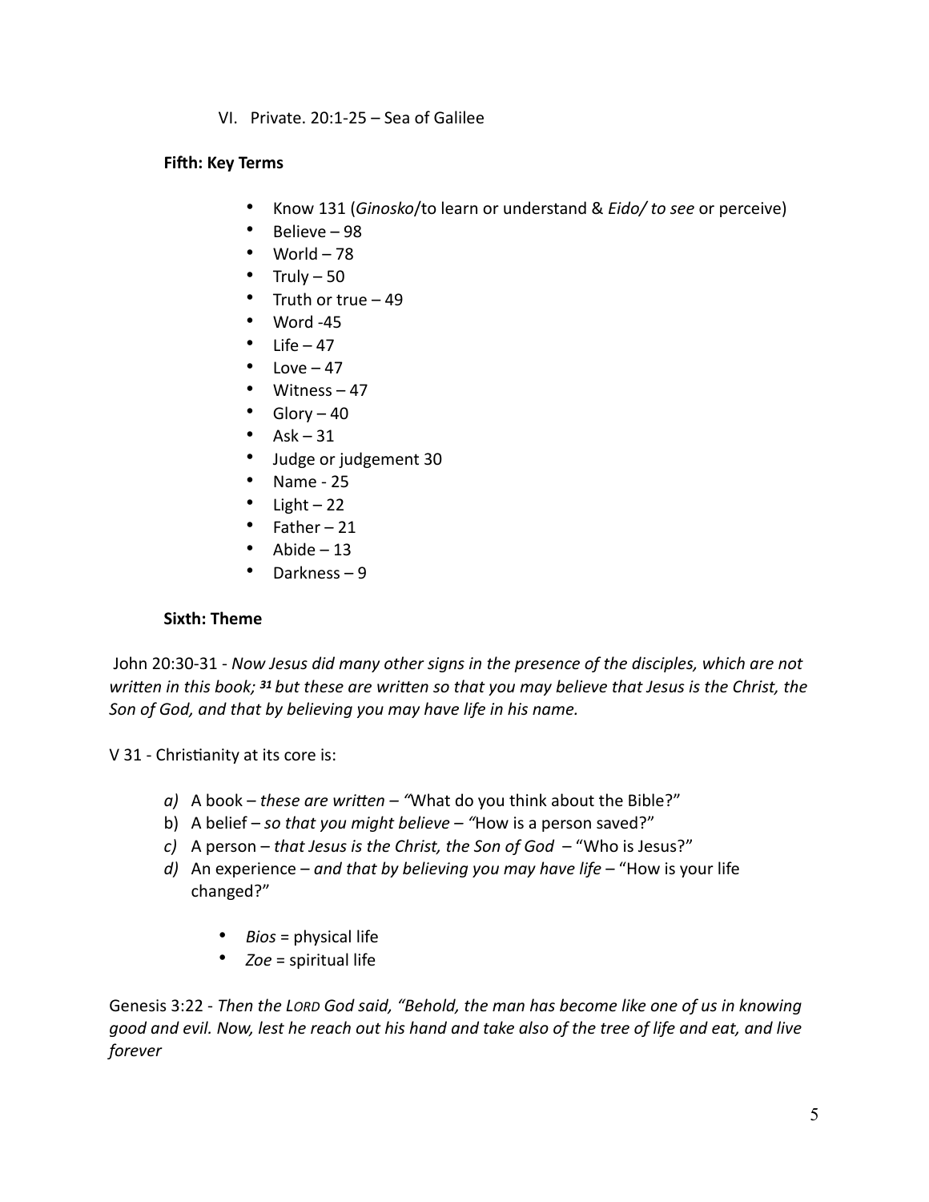VI. Private. 20:1-25 – Sea of Galilee

**Fifth: Key Terms**

- Know 131 (*Ginosko*/to learn or understand & *Eido/ to see* or perceive)
- Believe – 98
- World – 78
- Truly – 50
- Truth or true – 49
- Word -45
- Life – 47
- Love – 47
- Witness – 47
- Glory – 40
- Ask – 31
- Judge or judgement 30
- Name - 25
- Light – 22
- Father – 21
- Abide – 13
- Darkness – 9

**Sixth: Theme**

John 20:30-31 - *Now Jesus did many other signs in the presence of the disciples, which are not written in this book; **31** but these are written so that you may believe that Jesus is the Christ, the Son of God, and that by believing you may have life in his name.*

V 31 - Christianity at its core is:

*a)* A book – *these are written – "*What do you think about the Bible?"
b) A belief – *so that you might believe – "*How is a person saved?"
*c)* A person – *that Jesus is the Christ, the Son of God* – "Who is Jesus?"
*d)* An experience – *and that by believing you may have life* – "How is your life changed?"

- *Bios* = physical life
- *Zoe* = spiritual life

Genesis 3:22 - *Then the* LORD *God said, "Behold, the man has become like one of us in knowing good and evil. Now, lest he reach out his hand and take also of the tree of life and eat, and live forever*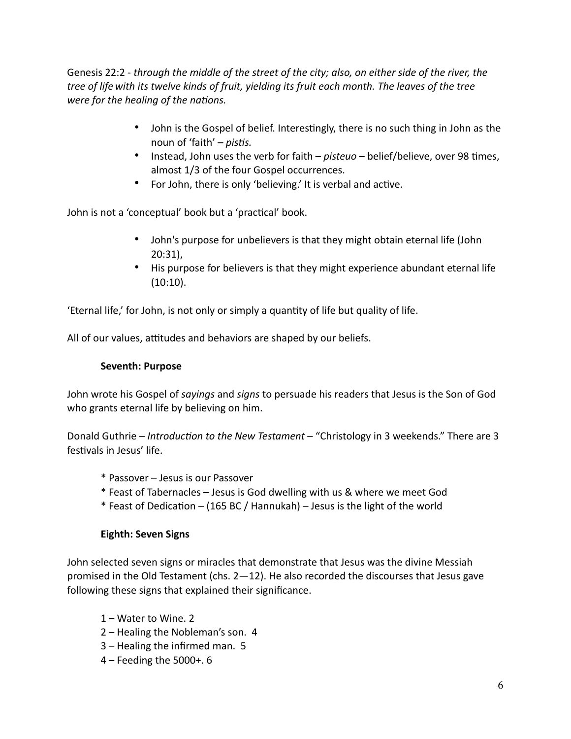Genesis 22:2 - *through the middle of the street of the city; also, on either side of the river, the tree of life with its twelve kinds of fruit, yielding its fruit each month. The leaves of the tree were for the healing of the nations.*

- John is the Gospel of belief. Interestingly, there is no such thing in John as the noun of 'faith' – *pistis.*
- Instead, John uses the verb for faith – *pisteuo* – belief/believe, over 98 times, almost 1/3 of the four Gospel occurrences.
- For John, there is only 'believing.' It is verbal and active.

John is not a 'conceptual' book but a 'practical' book.

- John's purpose for unbelievers is that they might obtain eternal life (John 20:31),
- His purpose for believers is that they might experience abundant eternal life (10:10).

'Eternal life,' for John, is not only or simply a quantity of life but quality of life.

All of our values, attitudes and behaviors are shaped by our beliefs.

**Seventh: Purpose**

John wrote his Gospel of *sayings* and *signs* to persuade his readers that Jesus is the Son of God who grants eternal life by believing on him.

Donald Guthrie – *Introduction to the New Testament* – "Christology in 3 weekends." There are 3 festivals in Jesus' life.

* Passover – Jesus is our Passover
* Feast of Tabernacles – Jesus is God dwelling with us & where we meet God
* Feast of Dedication – (165 BC / Hannukah) – Jesus is the light of the world

**Eighth: Seven Signs**

John selected seven signs or miracles that demonstrate that Jesus was the divine Messiah promised in the Old Testament (chs. 2—12). He also recorded the discourses that Jesus gave following these signs that explained their significance.

1 – Water to Wine. 2
2 – Healing the Nobleman's son. 4
3 – Healing the infirmed man. 5
4 – Feeding the 5000+. 6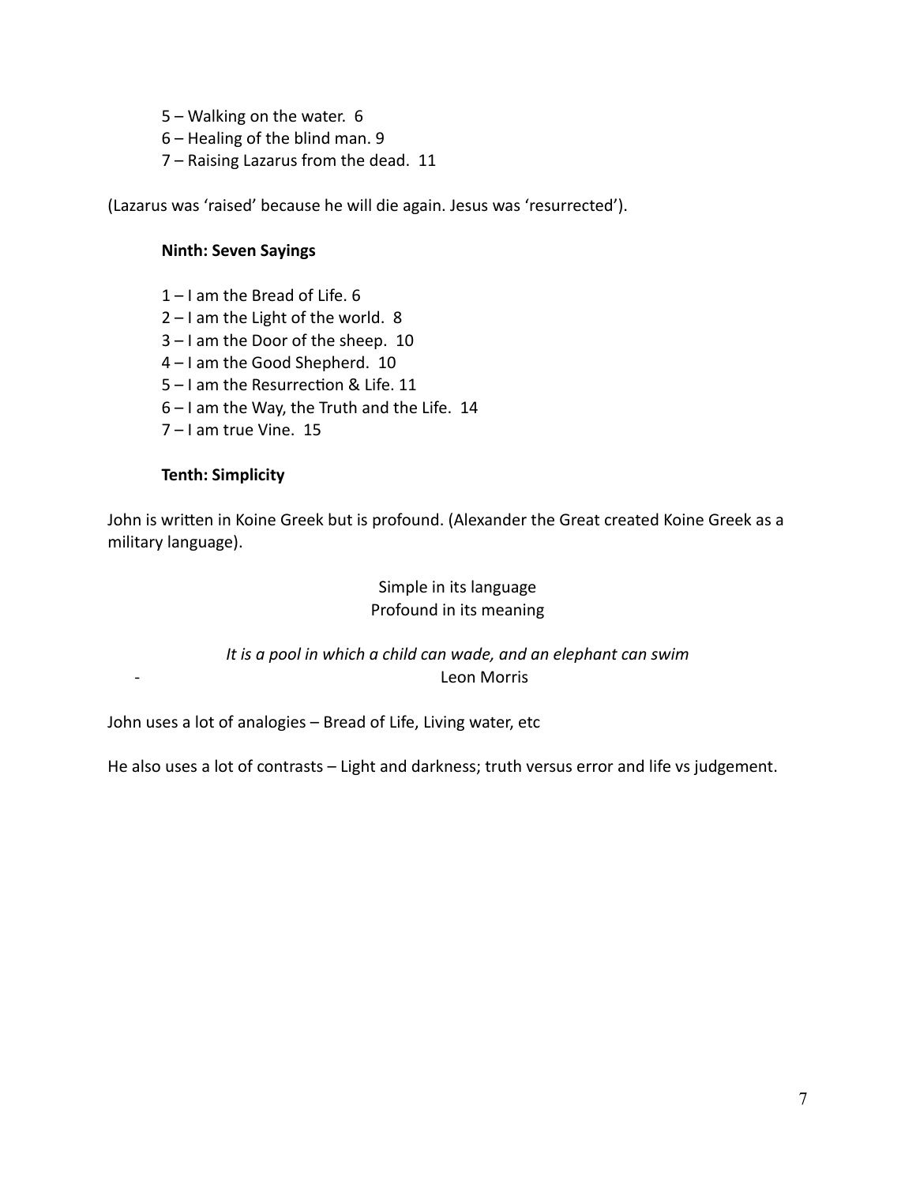5 – Walking on the water.  6  
6 – Healing of the blind man. 9  
7 – Raising Lazarus from the dead.  11

(Lazarus was 'raised' because he will die again. Jesus was 'resurrected').

**Ninth: Seven Sayings**

1 – I am the Bread of Life. 6  
2 – I am the Light of the world.  8  
3 – I am the Door of the sheep.  10  
4 – I am the Good Shepherd.  10  
5 – I am the Resurrection & Life. 11  
6 – I am the Way, the Truth and the Life.  14  
7 – I am true Vine.  15

**Tenth: Simplicity**

John is written in Koine Greek but is profound. (Alexander the Great created Koine Greek as a military language).

Simple in its language  
Profound in its meaning

*It is a pool in which a child can wade, and an elephant can swim*  
\- Leon Morris

John uses a lot of analogies – Bread of Life, Living water, etc

He also uses a lot of contrasts – Light and darkness; truth versus error and life vs judgement.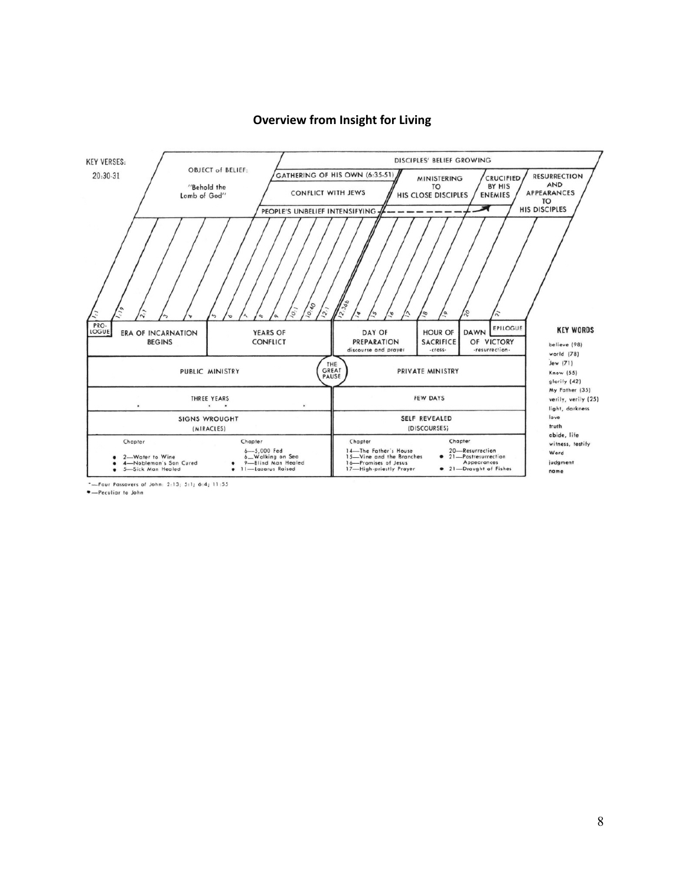**Overview from Insight for Living**

KEY VERSES: 20:30-31

OBJECT of BELIEF: "Behold the Lamb of God"

DISCIPLES' BELIEF GROWING

GATHERING OF HIS OWN (6:35-51)

CONFLICT WITH JEWS

PEOPLE'S UNBELIEF INTENSIFYING

MINISTERING TO HIS CLOSE DISCIPLES

CRUCIFIED BY HIS ENEMIES

RESURRECTION AND APPEARANCES TO HIS DISCIPLES

1:1 | 1:19 | 2:1 | 3 | 4 | 5 | 6 | 7 | 8 | 9 | 10:1 | 10:40 | 12:1 | 12:36b | 14 | 15 | 16 | 17 | 18 | 19 | 20 | 21

| PRO-LOGUE | ERA OF INCARNATION BEGINS | YEARS OF CONFLICT | | DAY OF PREPARATION discourse and prayer | HOUR OF SACRIFICE -cross- | DAWN OF VICTORY -resurrection- | EPILOGUE |
|---|---|---|---|---|---|---|---|
| PUBLIC MINISTRY | | | THE GREAT PAUSE | PRIVATE MINISTRY | | | |
| THREE YEARS * * * * | | | | FEW DAYS | | | |
| SIGNS WROUGHT (MIRACLES) | | | | SELF REVEALED (DISCOURSES) | | | |

| Chapter | Chapter | Chapter | Chapter |
|---|---|---|---|
| • 2—Water to Wine | 6—5,000 Fed | 14—The Father's House | 20—Resurrection |
| • 4—Nobleman's Son Cured | 6—Walking on Sea | 15—Vine and the Branches | • 21—Postresurrection Appearances |
| • 5—Sick Man Healed | • 9—Blind Man Healed | 16—Promises of Jesus | • 21—Draught of Fishes |
| | • 11—Lazarus Raised | 17—High-priestly Prayer | |

**KEY WORDS**

believe (98)
world (78)
Jew (71)
Know (55)
glorify (42)
My Father (35)
verily, verily (25)
light, darkness
love
truth
abide, life
witness, testify
Word
judgment
name

*—Four Passovers of John: 2:13; 5:1; 6:4; 11:55
•—Peculiar to John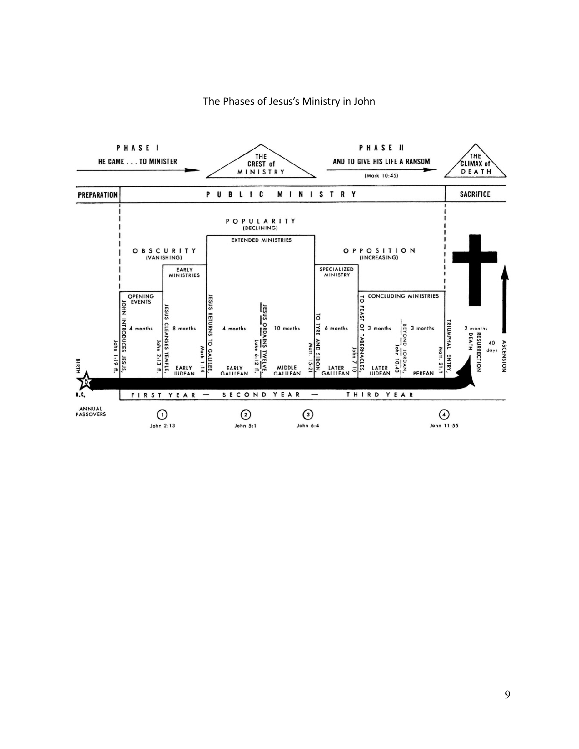The Phases of Jesus's Ministry in John

PHASE I — HE CAME . . . TO MINISTER

THE CREST of MINISTRY

PHASE II — AND TO GIVE HIS LIFE A RANSOM (Mark 10:45)

THE CLIMAX of DEATH

| PREPARATION | PUBLIC MINISTRY | SACRIFICE |
|---|---|---|

OBSCURITY (VANISHING)

POPULARITY (DECLINING)

OPPOSITION (INCREASING)

OPENING EVENTS — EARLY MINISTRIES — EXTENDED MINISTRIES — SPECIALIZED MINISTRY — CONCLUDING MINISTRIES

| Event | Duration | Period |
|---|---|---|
| JOHN INTRODUCES JESUS, John 1:19 ff. | 4 months | |
| JESUS CLEANSES TEMPLE, John 2:13 ff. | 8 months | EARLY JUDEAN |
| JESUS RETURNS TO GALILEE, Mark 1:14 | 4 months | EARLY GALILEAN |
| JESUS ORDAINS TWELVE, Luke 6:12 ff. | 10 months | MIDDLE GALILEAN |
| TO TYRE AND SIDON, Matt. 15:21 | 6 months | LATER GALILEAN |
| TO FEAST OF TABERNACLES, John 7:10 | 3 months | LATER JUDEAN |
| BEYOND JORDAN, John 10:40 | 3 months | PEREAN |
| TRIUMPHAL ENTRY, Matt. 21:1 | 2 months | |
| DEATH, RESURRECTION | 40 days | |
| ASCENSION | | |

BIRTH 5 B.C.

FIRST YEAR — SECOND YEAR — THIRD YEAR

ANNUAL PASSOVERS: (1) John 2:13; (2) John 5:1; (3) John 6:4; (4) John 11:55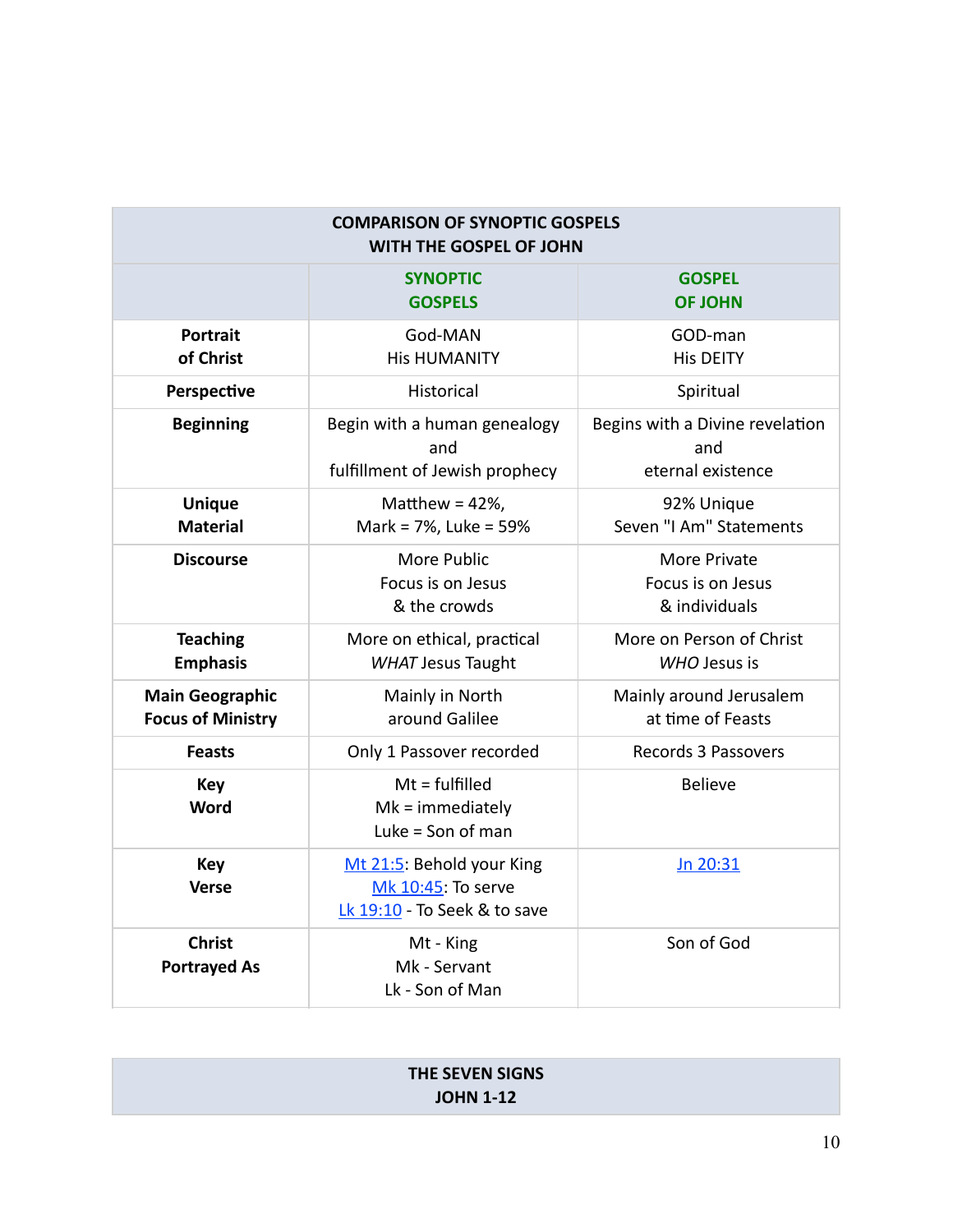| COMPARISON OF SYNOPTIC GOSPELS WITH THE GOSPEL OF JOHN | | |
|---|---|---|
| | **SYNOPTIC GOSPELS** | **GOSPEL OF JOHN** |
| **Portrait of Christ** | God-MAN<br>His HUMANITY | GOD-man<br>His DEITY |
| **Perspective** | Historical | Spiritual |
| **Beginning** | Begin with a human genealogy and fulfillment of Jewish prophecy | Begins with a Divine revelation and eternal existence |
| **Unique Material** | Matthew = 42%,<br>Mark = 7%, Luke = 59% | 92% Unique<br>Seven "I Am" Statements |
| **Discourse** | More Public<br>Focus is on Jesus & the crowds | More Private<br>Focus is on Jesus & individuals |
| **Teaching Emphasis** | More on ethical, practical<br>*WHAT* Jesus Taught | More on Person of Christ<br>*WHO* Jesus is |
| **Main Geographic Focus of Ministry** | Mainly in North around Galilee | Mainly around Jerusalem at time of Feasts |
| **Feasts** | Only 1 Passover recorded | Records 3 Passovers |
| **Key Word** | Mt = fulfilled<br>Mk = immediately<br>Luke = Son of man | Believe |
| **Key Verse** | Mt 21:5: Behold your King<br>Mk 10:45: To serve<br>Lk 19:10 - To Seek & to save | Jn 20:31 |
| **Christ Portrayed As** | Mt - King<br>Mk - Servant<br>Lk - Son of Man | Son of God |

**THE SEVEN SIGNS**
**JOHN 1-12**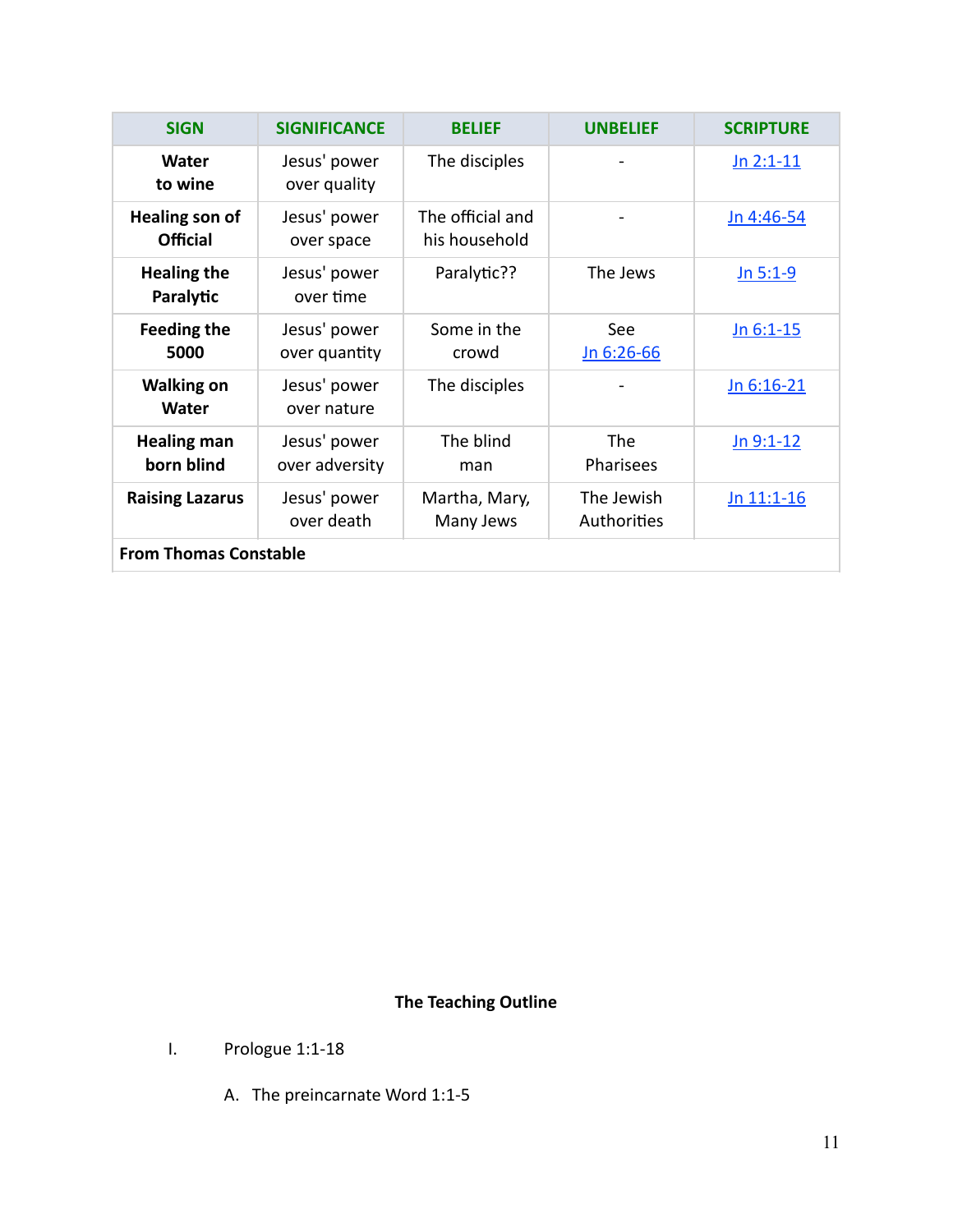| SIGN | SIGNIFICANCE | BELIEF | UNBELIEF | SCRIPTURE |
| --- | --- | --- | --- | --- |
| **Water to wine** | Jesus' power over quality | The disciples | - | Jn 2:1-11 |
| **Healing son of Official** | Jesus' power over space | The official and his household | - | Jn 4:46-54 |
| **Healing the Paralytic** | Jesus' power over time | Paralytic?? | The Jews | Jn 5:1-9 |
| **Feeding the 5000** | Jesus' power over quantity | Some in the crowd | See Jn 6:26-66 | Jn 6:1-15 |
| **Walking on Water** | Jesus' power over nature | The disciples | - | Jn 6:16-21 |
| **Healing man born blind** | Jesus' power over adversity | The blind man | The Pharisees | Jn 9:1-12 |
| **Raising Lazarus** | Jesus' power over death | Martha, Mary, Many Jews | The Jewish Authorities | Jn 11:1-16 |
| **From Thomas Constable** | | | | |

**The Teaching Outline**

I. Prologue 1:1-18

A. The preincarnate Word 1:1-5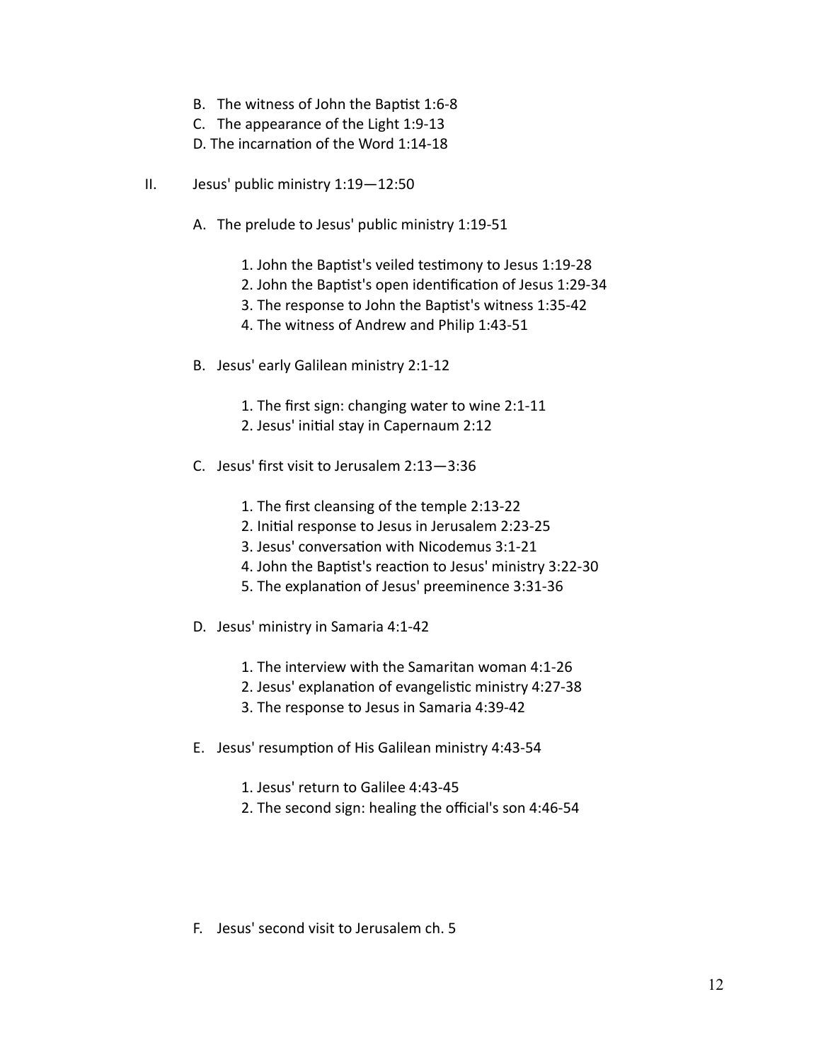B. The witness of John the Baptist 1:6-8
C. The appearance of the Light 1:9-13
D. The incarnation of the Word 1:14-18

II. Jesus' public ministry 1:19—12:50

A. The prelude to Jesus' public ministry 1:19-51

1. John the Baptist's veiled testimony to Jesus 1:19-28
2. John the Baptist's open identification of Jesus 1:29-34
3. The response to John the Baptist's witness 1:35-42
4. The witness of Andrew and Philip 1:43-51

B. Jesus' early Galilean ministry 2:1-12

1. The first sign: changing water to wine 2:1-11
2. Jesus' initial stay in Capernaum 2:12

C. Jesus' first visit to Jerusalem 2:13—3:36

1. The first cleansing of the temple 2:13-22
2. Initial response to Jesus in Jerusalem 2:23-25
3. Jesus' conversation with Nicodemus 3:1-21
4. John the Baptist's reaction to Jesus' ministry 3:22-30
5. The explanation of Jesus' preeminence 3:31-36

D. Jesus' ministry in Samaria 4:1-42

1. The interview with the Samaritan woman 4:1-26
2. Jesus' explanation of evangelistic ministry 4:27-38
3. The response to Jesus in Samaria 4:39-42

E. Jesus' resumption of His Galilean ministry 4:43-54

1. Jesus' return to Galilee 4:43-45
2. The second sign: healing the official's son 4:46-54

F. Jesus' second visit to Jerusalem ch. 5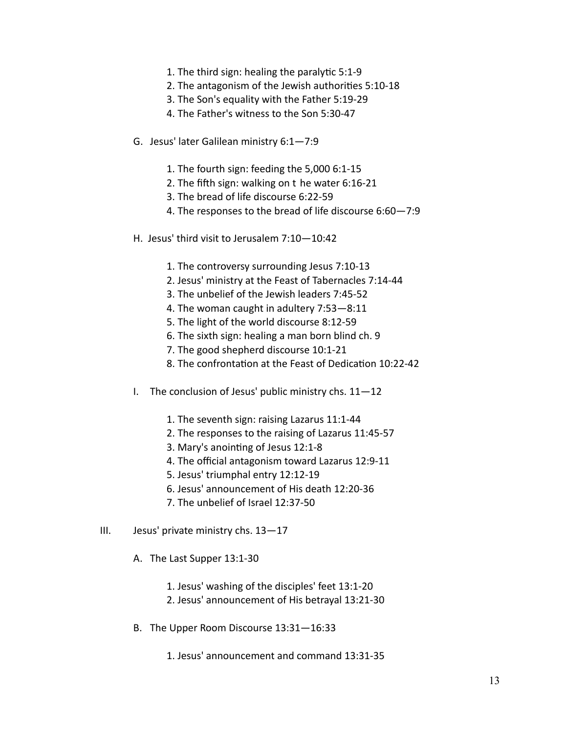1. The third sign: healing the paralytic 5:1-9
2. The antagonism of the Jewish authorities 5:10-18
3. The Son's equality with the Father 5:19-29
4. The Father's witness to the Son 5:30-47

G. Jesus' later Galilean ministry 6:1—7:9

1. The fourth sign: feeding the 5,000 6:1-15
2. The fifth sign: walking on t he water 6:16-21
3. The bread of life discourse 6:22-59
4. The responses to the bread of life discourse 6:60—7:9

H. Jesus' third visit to Jerusalem 7:10—10:42

1. The controversy surrounding Jesus 7:10-13
2. Jesus' ministry at the Feast of Tabernacles 7:14-44
3. The unbelief of the Jewish leaders 7:45-52
4. The woman caught in adultery 7:53—8:11
5. The light of the world discourse 8:12-59
6. The sixth sign: healing a man born blind ch. 9
7. The good shepherd discourse 10:1-21
8. The confrontation at the Feast of Dedication 10:22-42

I. The conclusion of Jesus' public ministry chs. 11—12

1. The seventh sign: raising Lazarus 11:1-44
2. The responses to the raising of Lazarus 11:45-57
3. Mary's anointing of Jesus 12:1-8
4. The official antagonism toward Lazarus 12:9-11
5. Jesus' triumphal entry 12:12-19
6. Jesus' announcement of His death 12:20-36
7. The unbelief of Israel 12:37-50

III. Jesus' private ministry chs. 13—17

A. The Last Supper 13:1-30

1. Jesus' washing of the disciples' feet 13:1-20
2. Jesus' announcement of His betrayal 13:21-30

B. The Upper Room Discourse 13:31—16:33

1. Jesus' announcement and command 13:31-35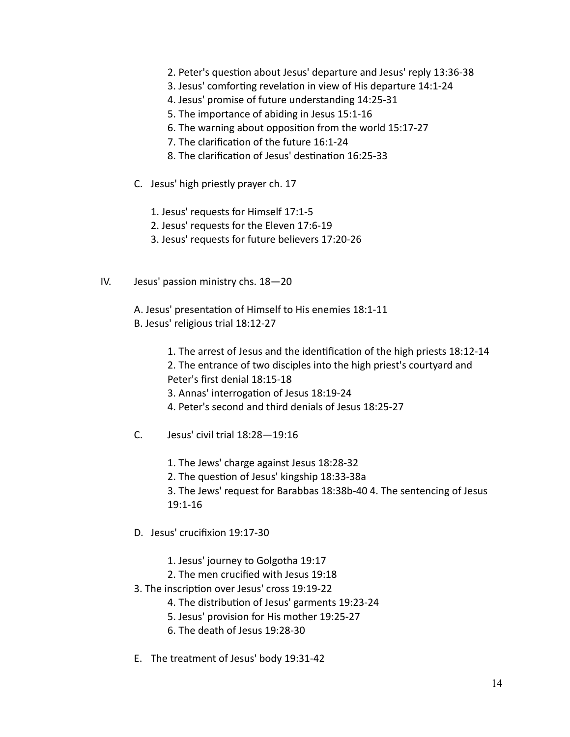2. Peter's question about Jesus' departure and Jesus' reply 13:36-38
3. Jesus' comforting revelation in view of His departure 14:1-24
4. Jesus' promise of future understanding 14:25-31
5. The importance of abiding in Jesus 15:1-16
6. The warning about opposition from the world 15:17-27
7. The clarification of the future 16:1-24
8. The clarification of Jesus' destination 16:25-33

C. Jesus' high priestly prayer ch. 17

1. Jesus' requests for Himself 17:1-5
2. Jesus' requests for the Eleven 17:6-19
3. Jesus' requests for future believers 17:20-26

IV. Jesus' passion ministry chs. 18—20

A. Jesus' presentation of Himself to His enemies 18:1-11
B. Jesus' religious trial 18:12-27

1. The arrest of Jesus and the identification of the high priests 18:12-14
2. The entrance of two disciples into the high priest's courtyard and Peter's first denial 18:15-18
3. Annas' interrogation of Jesus 18:19-24
4. Peter's second and third denials of Jesus 18:25-27

C. Jesus' civil trial 18:28—19:16

1. The Jews' charge against Jesus 18:28-32
2. The question of Jesus' kingship 18:33-38a
3. The Jews' request for Barabbas 18:38b-40 4. The sentencing of Jesus 19:1-16

D. Jesus' crucifixion 19:17-30

1. Jesus' journey to Golgotha 19:17
2. The men crucified with Jesus 19:18
3. The inscription over Jesus' cross 19:19-22
4. The distribution of Jesus' garments 19:23-24
5. Jesus' provision for His mother 19:25-27
6. The death of Jesus 19:28-30

E. The treatment of Jesus' body 19:31-42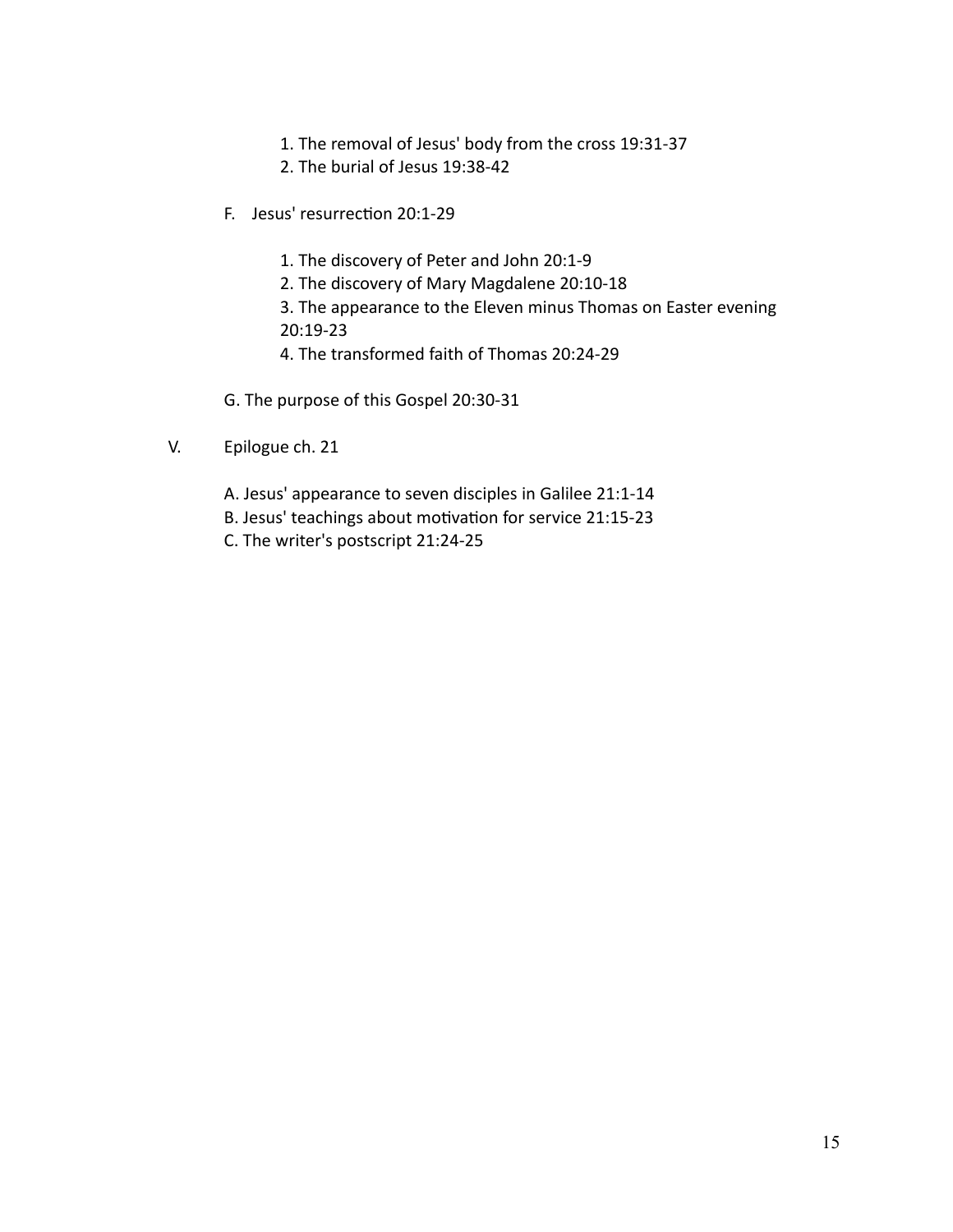1. The removal of Jesus' body from the cross 19:31-37
2. The burial of Jesus 19:38-42

F. Jesus' resurrection 20:1-29

1. The discovery of Peter and John 20:1-9
2. The discovery of Mary Magdalene 20:10-18
3. The appearance to the Eleven minus Thomas on Easter evening 20:19-23
4. The transformed faith of Thomas 20:24-29

G. The purpose of this Gospel 20:30-31

V. Epilogue ch. 21

A. Jesus' appearance to seven disciples in Galilee 21:1-14
B. Jesus' teachings about motivation for service 21:15-23
C. The writer's postscript 21:24-25